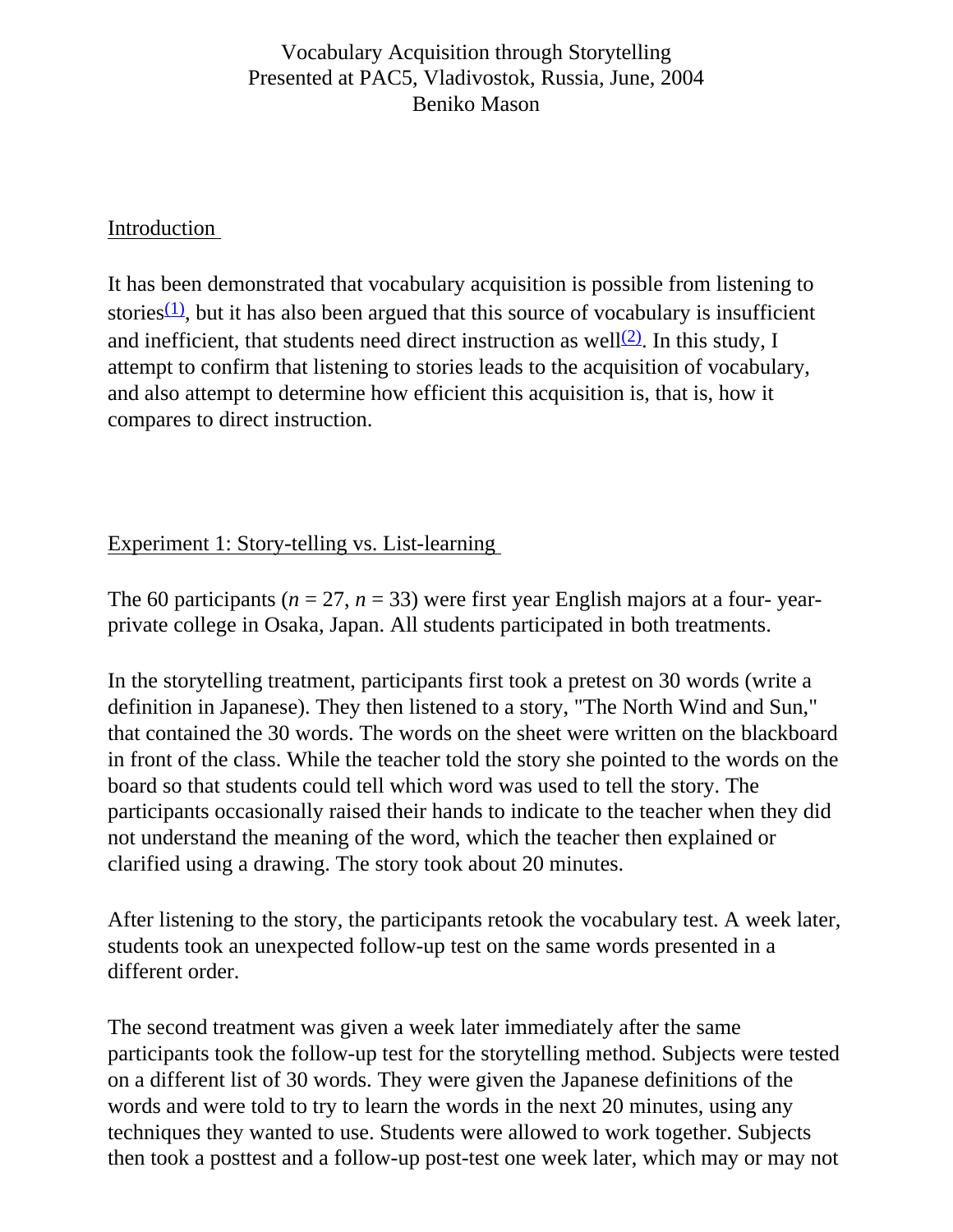Vocabulary Acquisition through Storytelling
Presented at PAC5, Vladivostok, Russia, June, 2004
Beniko Mason

## Introduction

It has been demonstrated that vocabulary acquisition is possible from listening to stories[(1)], but it has also been argued that this source of vocabulary is insufficient and inefficient, that students need direct instruction as well[(2)]. In this study, I attempt to confirm that listening to stories leads to the acquisition of vocabulary, and also attempt to determine how efficient this acquisition is, that is, how it compares to direct instruction.

## Experiment 1: Story-telling vs. List-learning

The 60 participants ($n = 27$, $n = 33$) were first year English majors at a four- year-private college in Osaka, Japan. All students participated in both treatments.

In the storytelling treatment, participants first took a pretest on 30 words (write a definition in Japanese). They then listened to a story, "The North Wind and Sun," that contained the 30 words. The words on the sheet were written on the blackboard in front of the class. While the teacher told the story she pointed to the words on the board so that students could tell which word was used to tell the story. The participants occasionally raised their hands to indicate to the teacher when they did not understand the meaning of the word, which the teacher then explained or clarified using a drawing. The story took about 20 minutes.

After listening to the story, the participants retook the vocabulary test. A week later, students took an unexpected follow-up test on the same words presented in a different order.

The second treatment was given a week later immediately after the same participants took the follow-up test for the storytelling method. Subjects were tested on a different list of 30 words. They were given the Japanese definitions of the words and were told to try to learn the words in the next 20 minutes, using any techniques they wanted to use. Students were allowed to work together. Subjects then took a posttest and a follow-up post-test one week later, which may or may not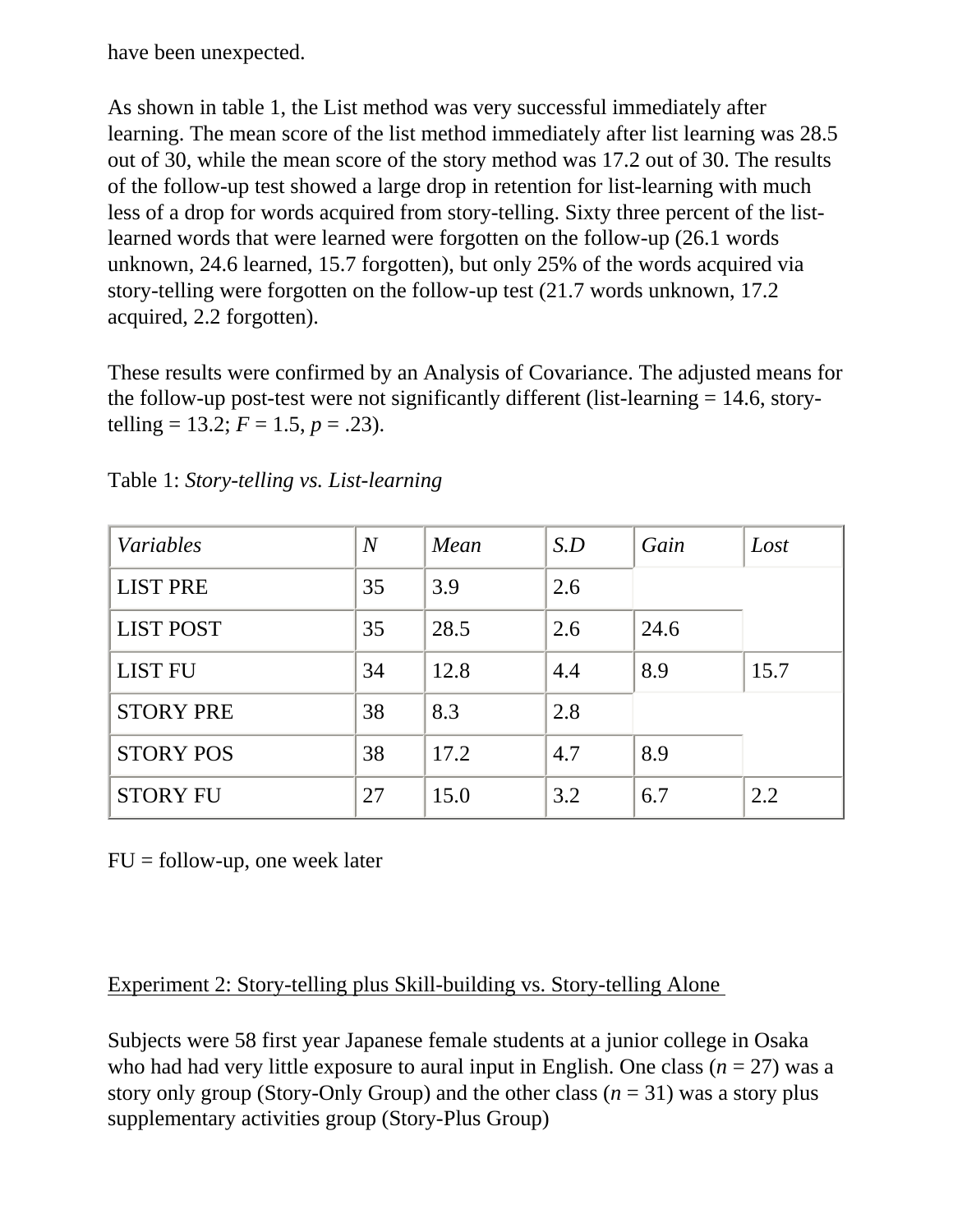have been unexpected.

As shown in table 1, the List method was very successful immediately after learning. The mean score of the list method immediately after list learning was 28.5 out of 30, while the mean score of the story method was 17.2 out of 30. The results of the follow-up test showed a large drop in retention for list-learning with much less of a drop for words acquired from story-telling. Sixty three percent of the list-learned words that were learned were forgotten on the follow-up (26.1 words unknown, 24.6 learned, 15.7 forgotten), but only 25% of the words acquired via story-telling were forgotten on the follow-up test (21.7 words unknown, 17.2 acquired, 2.2 forgotten).

These results were confirmed by an Analysis of Covariance. The adjusted means for the follow-up post-test were not significantly different (list-learning = 14.6, story-telling = 13.2; $F = 1.5$, $p = .23$).

Table 1: *Story-telling vs. List-learning*

| *Variables* | *N* | *Mean* | *S.D* | *Gain* | *Lost* |
|---|---|---|---|---|---|
| LIST PRE | 35 | 3.9 | 2.6 | | |
| LIST POST | 35 | 28.5 | 2.6 | 24.6 | |
| LIST FU | 34 | 12.8 | 4.4 | 8.9 | 15.7 |
| STORY PRE | 38 | 8.3 | 2.8 | | |
| STORY POS | 38 | 17.2 | 4.7 | 8.9 | |
| STORY FU | 27 | 15.0 | 3.2 | 6.7 | 2.2 |

FU = follow-up, one week later

Experiment 2: Story-telling plus Skill-building vs. Story-telling Alone

Subjects were 58 first year Japanese female students at a junior college in Osaka who had had very little exposure to aural input in English. One class ($n = 27$) was a story only group (Story-Only Group) and the other class ($n = 31$) was a story plus supplementary activities group (Story-Plus Group)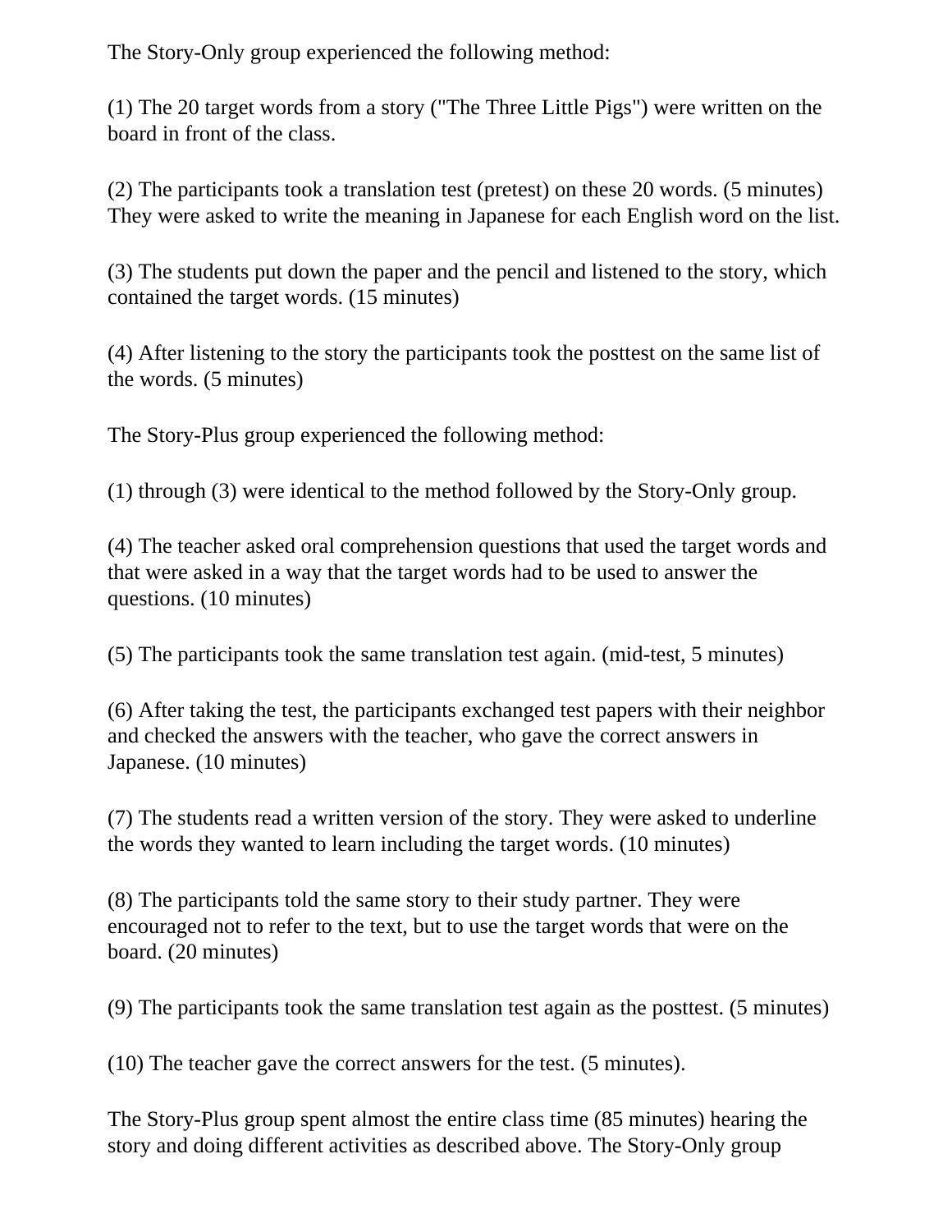The Story-Only group experienced the following method:

(1) The 20 target words from a story ("The Three Little Pigs") were written on the board in front of the class.

(2) The participants took a translation test (pretest) on these 20 words. (5 minutes) They were asked to write the meaning in Japanese for each English word on the list.

(3) The students put down the paper and the pencil and listened to the story, which contained the target words. (15 minutes)

(4) After listening to the story the participants took the posttest on the same list of the words. (5 minutes)

The Story-Plus group experienced the following method:

(1) through (3) were identical to the method followed by the Story-Only group.

(4) The teacher asked oral comprehension questions that used the target words and that were asked in a way that the target words had to be used to answer the questions. (10 minutes)

(5) The participants took the same translation test again. (mid-test, 5 minutes)

(6) After taking the test, the participants exchanged test papers with their neighbor and checked the answers with the teacher, who gave the correct answers in Japanese. (10 minutes)

(7) The students read a written version of the story. They were asked to underline the words they wanted to learn including the target words. (10 minutes)

(8) The participants told the same story to their study partner. They were encouraged not to refer to the text, but to use the target words that were on the board. (20 minutes)

(9) The participants took the same translation test again as the posttest. (5 minutes)

(10) The teacher gave the correct answers for the test. (5 minutes).

The Story-Plus group spent almost the entire class time (85 minutes) hearing the story and doing different activities as described above. The Story-Only group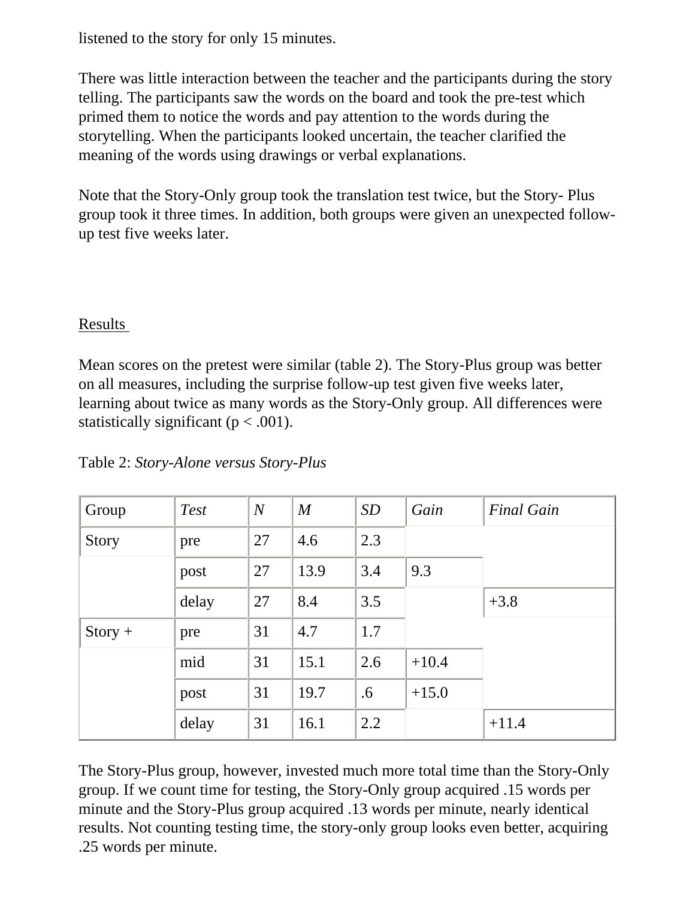listened to the story for only 15 minutes.

There was little interaction between the teacher and the participants during the story telling. The participants saw the words on the board and took the pre-test which primed them to notice the words and pay attention to the words during the storytelling. When the participants looked uncertain, the teacher clarified the meaning of the words using drawings or verbal explanations.

Note that the Story-Only group took the translation test twice, but the Story- Plus group took it three times. In addition, both groups were given an unexpected follow-up test five weeks later.

## Results

Mean scores on the pretest were similar (table 2). The Story-Plus group was better on all measures, including the surprise follow-up test given five weeks later, learning about twice as many words as the Story-Only group. All differences were statistically significant ($p < .001$).

Table 2: *Story-Alone versus Story-Plus*

| Group | *Test* | *N* | *M* | *SD* | *Gain* | *Final Gain* |
|---|---|---|---|---|---|---|
| Story | pre | 27 | 4.6 | 2.3 | | |
| | post | 27 | 13.9 | 3.4 | 9.3 | |
| | delay | 27 | 8.4 | 3.5 | | +3.8 |
| Story + | pre | 31 | 4.7 | 1.7 | | |
| | mid | 31 | 15.1 | 2.6 | +10.4 | |
| | post | 31 | 19.7 | .6 | +15.0 | |
| | delay | 31 | 16.1 | 2.2 | | +11.4 |

The Story-Plus group, however, invested much more total time than the Story-Only group. If we count time for testing, the Story-Only group acquired .15 words per minute and the Story-Plus group acquired .13 words per minute, nearly identical results. Not counting testing time, the story-only group looks even better, acquiring .25 words per minute.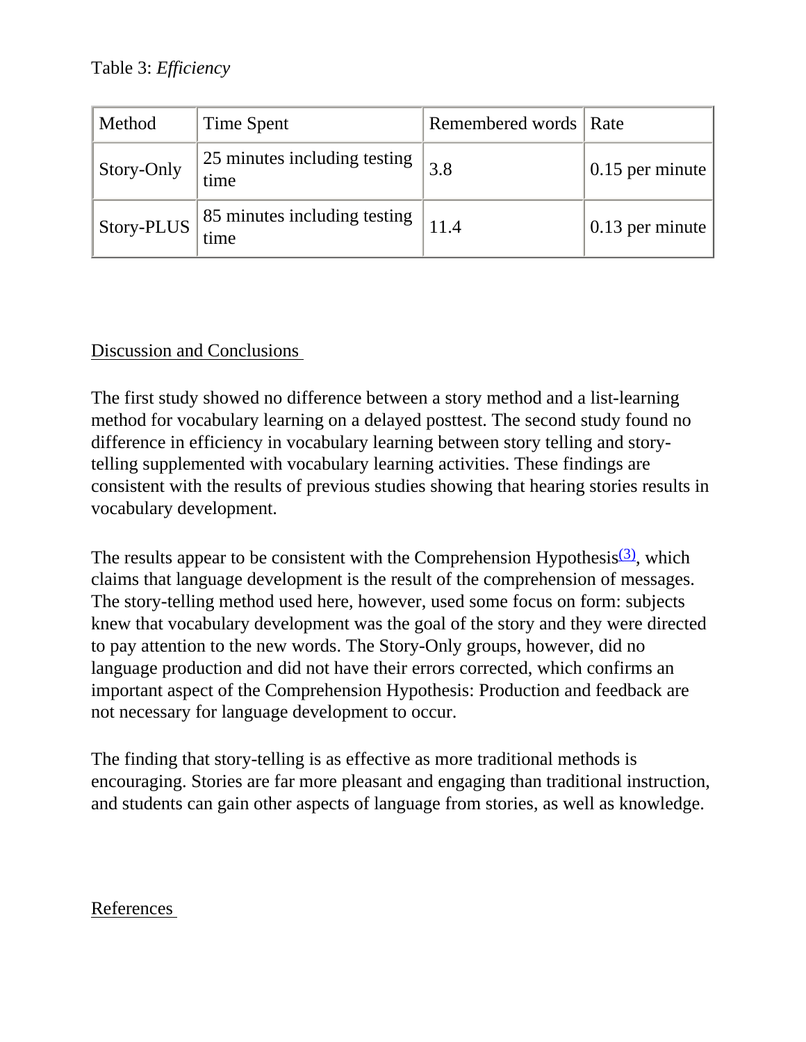Table 3: *Efficiency*

| Method | Time Spent | Remembered words | Rate |
| --- | --- | --- | --- |
| Story-Only | 25 minutes including testing time | 3.8 | 0.15 per minute |
| Story-PLUS | 85 minutes including testing time | 11.4 | 0.13 per minute |

## Discussion and Conclusions

The first study showed no difference between a story method and a list-learning method for vocabulary learning on a delayed posttest. The second study found no difference in efficiency in vocabulary learning between story telling and story-telling supplemented with vocabulary learning activities. These findings are consistent with the results of previous studies showing that hearing stories results in vocabulary development.

The results appear to be consistent with the Comprehension Hypothesis[(3)], which claims that language development is the result of the comprehension of messages. The story-telling method used here, however, used some focus on form: subjects knew that vocabulary development was the goal of the story and they were directed to pay attention to the new words. The Story-Only groups, however, did no language production and did not have their errors corrected, which confirms an important aspect of the Comprehension Hypothesis: Production and feedback are not necessary for language development to occur.

The finding that story-telling is as effective as more traditional methods is encouraging. Stories are far more pleasant and engaging than traditional instruction, and students can gain other aspects of language from stories, as well as knowledge.

## References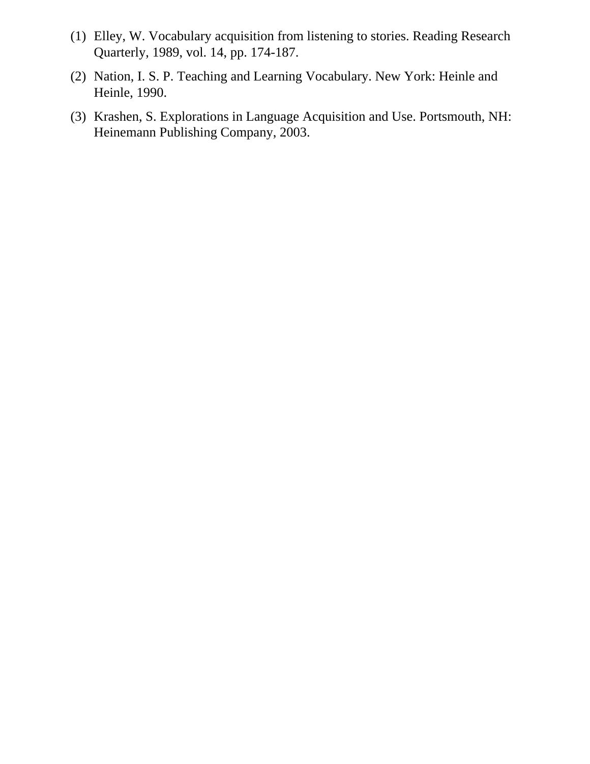(1) Elley, W. Vocabulary acquisition from listening to stories. Reading Research Quarterly, 1989, vol. 14, pp. 174-187.

(2) Nation, I. S. P. Teaching and Learning Vocabulary. New York: Heinle and Heinle, 1990.

(3) Krashen, S. Explorations in Language Acquisition and Use. Portsmouth, NH: Heinemann Publishing Company, 2003.